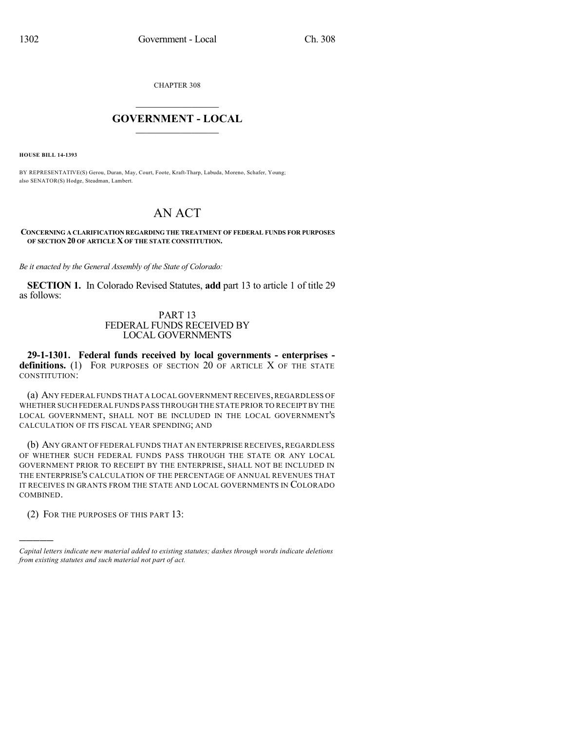CHAPTER 308

# GOVERNMENT - LOCAL

**HOUSE BILL 14-1393**

BY REPRESENTATIVE(S) Gerou, Duran, May, Court, Foote, Kraft-Tharp, Labuda, Moreno, Schafer, Young; also SENATOR(S) Hodge, Steadman, Lambert.

# AN ACT

**CONCERNING A CLARIFICATION REGARDING THE TREATMENT OF FEDERAL FUNDS FOR PURPOSES OF SECTION 20 OF ARTICLE X OF THE STATE CONSTITUTION.**

*Be it enacted by the General Assembly of the State of Colorado:*

**SECTION 1.** In Colorado Revised Statutes, **add** part 13 to article 1 of title 29 as follows:

PART 13
FEDERAL FUNDS RECEIVED BY
LOCAL GOVERNMENTS

**29-1-1301. Federal funds received by local governments - enterprises - definitions.** (1) FOR PURPOSES OF SECTION 20 OF ARTICLE X OF THE STATE CONSTITUTION:

(a) ANY FEDERAL FUNDS THAT A LOCAL GOVERNMENT RECEIVES, REGARDLESS OF WHETHER SUCH FEDERAL FUNDS PASS THROUGH THE STATE PRIOR TO RECEIPT BY THE LOCAL GOVERNMENT, SHALL NOT BE INCLUDED IN THE LOCAL GOVERNMENT'S CALCULATION OF ITS FISCAL YEAR SPENDING; AND

(b) ANY GRANT OF FEDERAL FUNDS THAT AN ENTERPRISE RECEIVES, REGARDLESS OF WHETHER SUCH FEDERAL FUNDS PASS THROUGH THE STATE OR ANY LOCAL GOVERNMENT PRIOR TO RECEIPT BY THE ENTERPRISE, SHALL NOT BE INCLUDED IN THE ENTERPRISE'S CALCULATION OF THE PERCENTAGE OF ANNUAL REVENUES THAT IT RECEIVES IN GRANTS FROM THE STATE AND LOCAL GOVERNMENTS IN COLORADO COMBINED.

(2) FOR THE PURPOSES OF THIS PART 13:

*Capital letters indicate new material added to existing statutes; dashes through words indicate deletions from existing statutes and such material not part of act.*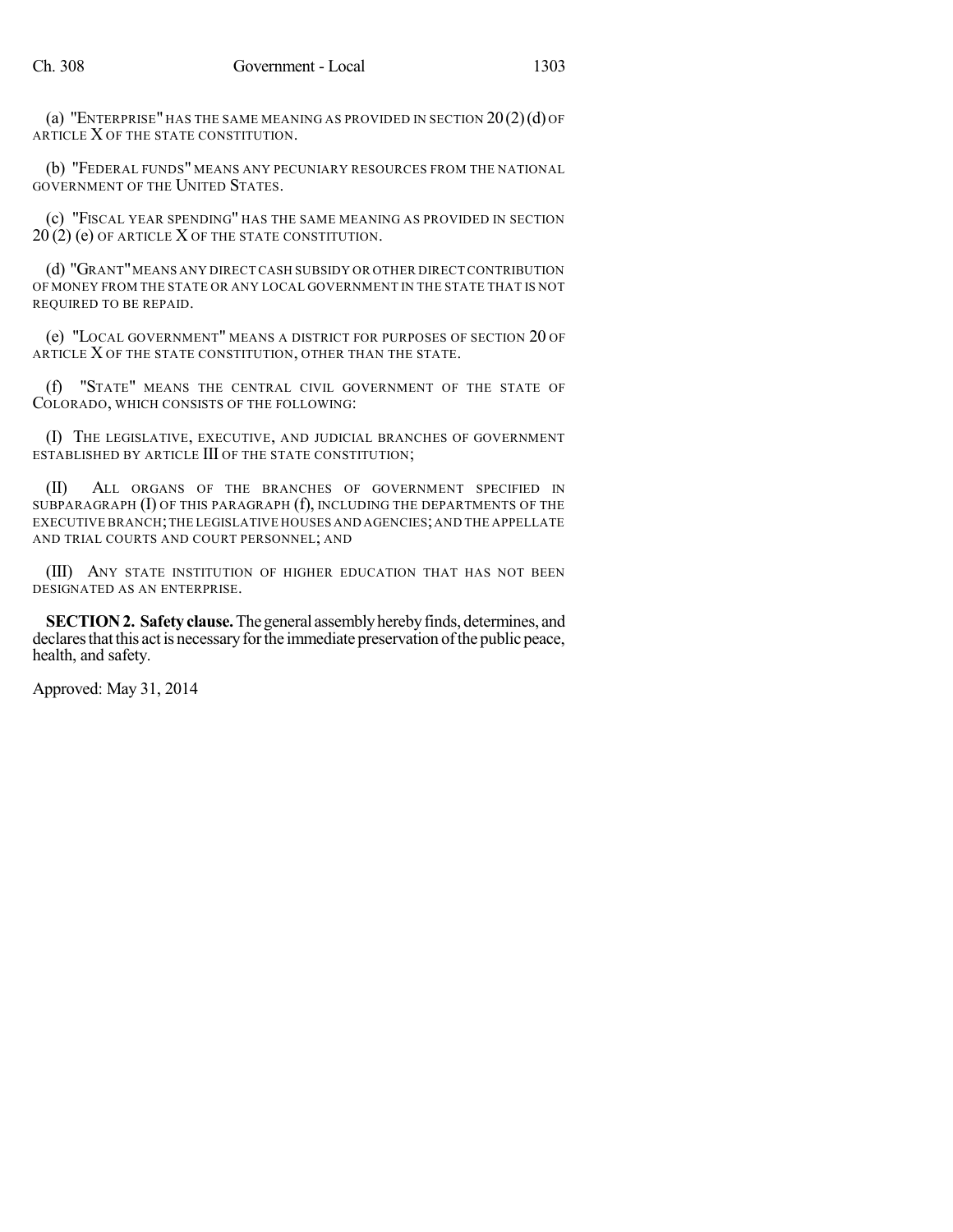(a) "ENTERPRISE" HAS THE SAME MEANING AS PROVIDED IN SECTION 20 (2) (d) OF ARTICLE X OF THE STATE CONSTITUTION.

(b) "FEDERAL FUNDS" MEANS ANY PECUNIARY RESOURCES FROM THE NATIONAL GOVERNMENT OF THE UNITED STATES.

(c) "FISCAL YEAR SPENDING" HAS THE SAME MEANING AS PROVIDED IN SECTION 20 (2) (e) OF ARTICLE X OF THE STATE CONSTITUTION.

(d) "GRANT" MEANS ANY DIRECT CASH SUBSIDY OR OTHER DIRECT CONTRIBUTION OF MONEY FROM THE STATE OR ANY LOCAL GOVERNMENT IN THE STATE THAT IS NOT REQUIRED TO BE REPAID.

(e) "LOCAL GOVERNMENT" MEANS A DISTRICT FOR PURPOSES OF SECTION 20 OF ARTICLE X OF THE STATE CONSTITUTION, OTHER THAN THE STATE.

(f) "STATE" MEANS THE CENTRAL CIVIL GOVERNMENT OF THE STATE OF COLORADO, WHICH CONSISTS OF THE FOLLOWING:

(I) THE LEGISLATIVE, EXECUTIVE, AND JUDICIAL BRANCHES OF GOVERNMENT ESTABLISHED BY ARTICLE III OF THE STATE CONSTITUTION;

(II) ALL ORGANS OF THE BRANCHES OF GOVERNMENT SPECIFIED IN SUBPARAGRAPH (I) OF THIS PARAGRAPH (f), INCLUDING THE DEPARTMENTS OF THE EXECUTIVE BRANCH; THE LEGISLATIVE HOUSES AND AGENCIES; AND THE APPELLATE AND TRIAL COURTS AND COURT PERSONNEL; AND

(III) ANY STATE INSTITUTION OF HIGHER EDUCATION THAT HAS NOT BEEN DESIGNATED AS AN ENTERPRISE.

**SECTION 2. Safety clause.** The general assembly hereby finds, determines, and declares that this act is necessary for the immediate preservation of the public peace, health, and safety.

Approved: May 31, 2014